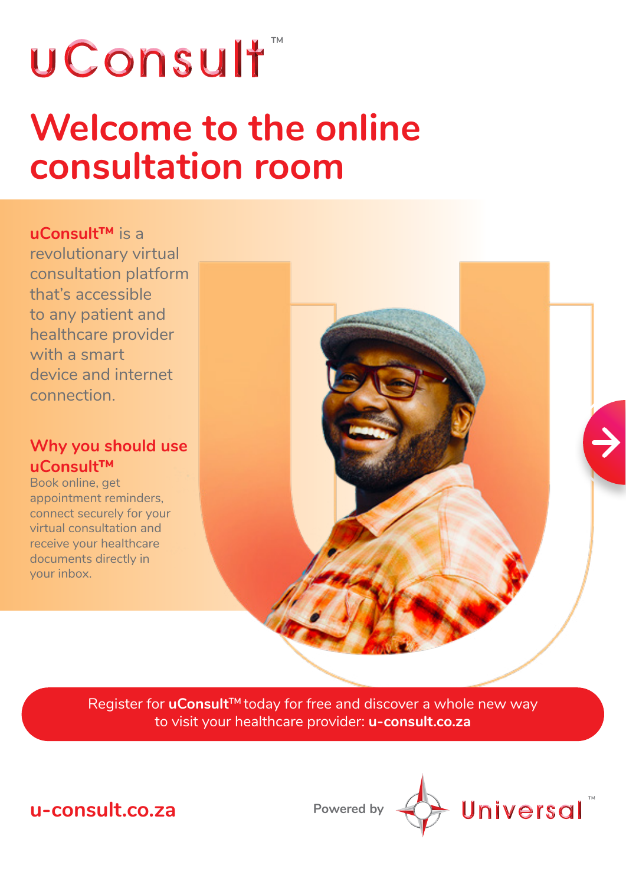# uConsult™

## Welcome to the online consultation room

**uConsult™** is a revolutionary virtual consultation platform that's accessible to any patient and healthcare provider with a smart device and internet connection.

### Why you should use uConsult™

Book online, get appointment reminders, connect securely for your virtual consultation and receive your healthcare documents directly in your inbox.

Register for **uConsult™** today for free and discover a whole new way to visit your healthcare provider: **u-consult.co.za**

**u-consult.co.za**

Powered by Universal™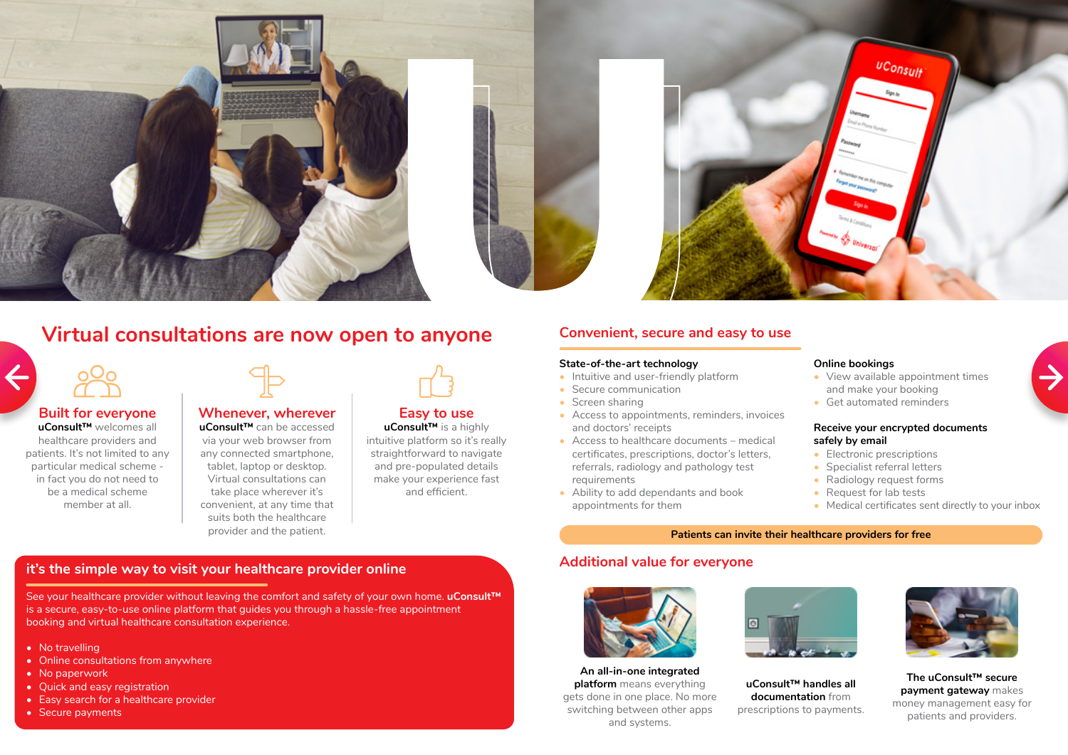## Virtual consultations are now open to anyone

### Built for everyone

**uConsult™** welcomes all healthcare providers and patients. It's not limited to any particular medical scheme - in fact you do not need to be a medical scheme member at all.

### Whenever, wherever

**uConsult™** can be accessed via your web browser from any connected smartphone, tablet, laptop or desktop. Virtual consultations can take place wherever it's convenient, at any time that suits both the healthcare provider and the patient.

### Easy to use

**uConsult™** is a highly intuitive platform so it's really straightforward to navigate and pre-populated details make your experience fast and efficient.

## it's the simple way to visit your healthcare provider online

See your healthcare provider without leaving the comfort and safety of your own home. **uConsult™** is a secure, easy-to-use online platform that guides you through a hassle-free appointment booking and virtual healthcare consultation experience.

- No travelling
- Online consultations from anywhere
- No paperwork
- Quick and easy registration
- Easy search for a healthcare provider
- Secure payments

## Convenient, secure and easy to use

**State-of-the-art technology**

- Intuitive and user-friendly platform
- Secure communication
- Screen sharing
- Access to appointments, reminders, invoices and doctors' receipts
- Access to healthcare documents – medical certificates, prescriptions, doctor's letters, referrals, radiology and pathology test requirements
- Ability to add dependants and book appointments for them

**Online bookings**

- View available appointment times and make your booking
- Get automated reminders

**Receive your encrypted documents safely by email**

- Electronic prescriptions
- Specialist referral letters
- Radiology request forms
- Request for lab tests
- Medical certificates sent directly to your inbox

**Patients can invite their healthcare providers for free**

## Additional value for everyone

**An all-in-one integrated platform** means everything gets done in one place. No more switching between other apps and systems.

**uConsult™ handles all documentation** from prescriptions to payments.

**The uConsult™ secure payment gateway** makes money management easy for patients and providers.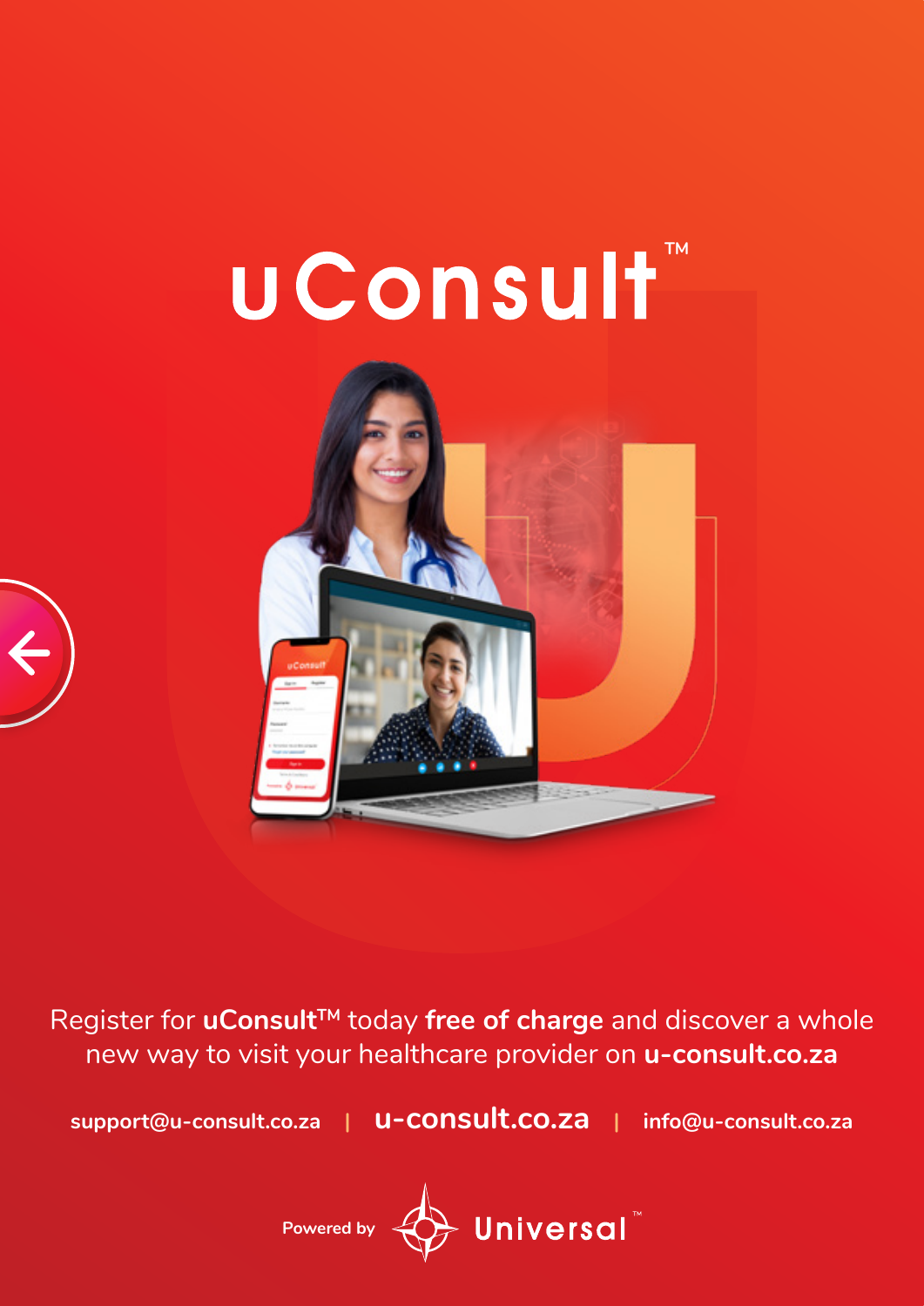# uConsult™

Register for **uConsult™** today **free of charge** and discover a whole new way to visit your healthcare provider on **u-consult.co.za**

**support@u-consult.co.za** | **u-consult.co.za** | **info@u-consult.co.za**

Powered by Universal™